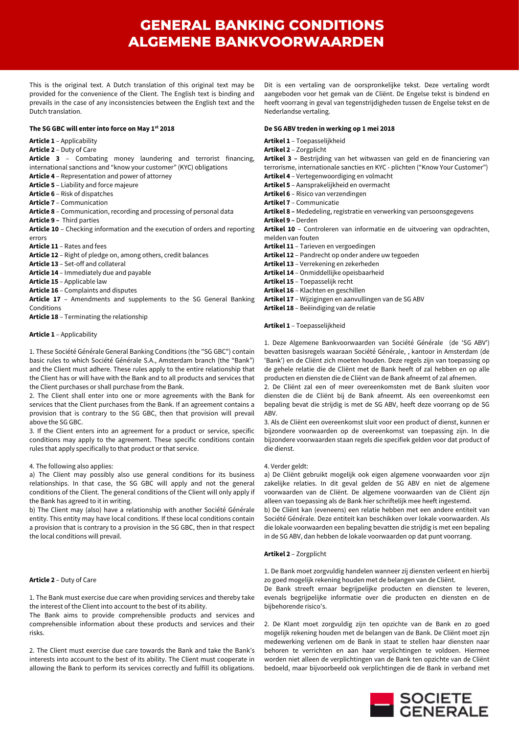# GENERAL BANKING CONDITIONS
# ALGEMENE BANKVOORWAARDEN

This is the original text. A Dutch translation of this original text may be provided for the convenience of the Client. The English text is binding and prevails in the case of any inconsistencies between the English text and the Dutch translation.

**The SG GBC will enter into force on May 1st 2018**

**Article 1** – Applicability
**Article 2** – Duty of Care
**Article 3** – Combating money laundering and terrorist financing, international sanctions and "know your customer" (KYC) obligations
**Article 4** – Representation and power of attorney
**Article 5** – Liability and force majeure
**Article 6** – Risk of dispatches
**Article 7** – Communication
**Article 8** – Communication, recording and processing of personal data
**Article 9 –** Third parties
**Article 10** – Checking information and the execution of orders and reporting errors
**Article 11** – Rates and fees
**Article 12** – Right of pledge on, among others, credit balances
**Article 13** – Set-off and collateral
**Article 14** – Immediately due and payable
**Article 15** – Applicable law
**Article 16** – Complaints and disputes
**Article 17** – Amendments and supplements to the SG General Banking Conditions
**Article 18** – Terminating the relationship

**Article 1** – Applicability

1. These Société Générale General Banking Conditions (the "SG GBC") contain basic rules to which Société Générale S.A., Amsterdam branch (the "Bank") and the Client must adhere. These rules apply to the entire relationship that the Client has or will have with the Bank and to all products and services that the Client purchases or shall purchase from the Bank.
2. The Client shall enter into one or more agreements with the Bank for services that the Client purchases from the Bank. If an agreement contains a provision that is contrary to the SG GBC, then that provision will prevail above the SG GBC.
3. If the Client enters into an agreement for a product or service, specific conditions may apply to the agreement. These specific conditions contain rules that apply specifically to that product or that service.

4. The following also applies:
a) The Client may possibly also use general conditions for its business relationships. In that case, the SG GBC will apply and not the general conditions of the Client. The general conditions of the Client will only apply if the Bank has agreed to it in writing.
b) The Client may (also) have a relationship with another Société Générale entity. This entity may have local conditions. If these local conditions contain a provision that is contrary to a provision in the SG GBC, then in that respect the local conditions will prevail.

**Article 2** – Duty of Care

1. The Bank must exercise due care when providing services and thereby take the interest of the Client into account to the best of its ability.
The Bank aims to provide comprehensible products and services and comprehensible information about these products and services and their risks.

2. The Client must exercise due care towards the Bank and take the Bank's interests into account to the best of its ability. The Client must cooperate in allowing the Bank to perform its services correctly and fulfill its obligations.

Dit is een vertaling van de oorspronkelijke tekst. Deze vertaling wordt aangeboden voor het gemak van de Cliënt. De Engelse tekst is bindend en heeft voorrang in geval van tegenstrijdigheden tussen de Engelse tekst en de Nederlandse vertaling.

**De SG ABV treden in werking op 1 mei 2018**

**Artikel 1** – Toepasselijkheid
**Artikel 2** – Zorgplicht
**Artikel 3 –** Bestrijding van het witwassen van geld en de financiering van terrorisme, internationale sancties en KYC - plichten ("Know Your Customer")
**Artikel 4** – Vertegenwoordiging en volmacht
**Artikel 5** – Aansprakelijkheid en overmacht
**Artikel 6** – Risico van verzendingen
**Artikel 7** – Communicatie
**Artikel 8 –** Mededeling, registratie en verwerking van persoonsgegevens
**Artikel 9 –** Derden
**Artikel 10** – Controleren van informatie en de uitvoering van opdrachten, melden van fouten
**Artikel 11** – Tarieven en vergoedingen
**Artikel 12** – Pandrecht op onder andere uw tegoeden
**Artikel 13** – Verrekening en zekerheden
**Artikel 14** – Onmiddellijke opeisbaarheid
**Artikel 15** – Toepasselijk recht
**Artikel 16** – Klachten en geschillen
**Artikel 17** – Wijzigingen en aanvullingen van de SG ABV
**Artikel 18** – Beëindiging van de relatie

**Artikel 1** – Toepasselijkheid

1. Deze Algemene Bankvoorwaarden van Société Générale (de 'SG ABV') bevatten basisregels waaraan Société Générale, , kantoor in Amsterdam (de 'Bank') en de Cliënt zich moeten houden. Deze regels zijn van toepassing op de gehele relatie die de Cliënt met de Bank heeft of zal hebben en op alle producten en diensten die de Cliënt van de Bank afneemt of zal afnemen.
2. De Cliënt zal een of meer overeenkomsten met de Bank sluiten voor diensten die de Cliënt bij de Bank afneemt. Als een overeenkomst een bepaling bevat die strijdig is met de SG ABV, heeft deze voorrang op de SG ABV.
3. Als de Cliënt een overeenkomst sluit voor een product of dienst, kunnen er bijzondere voorwaarden op de overeenkomst van toepassing zijn. In die bijzondere voorwaarden staan regels die specifiek gelden voor dat product of die dienst.

4. Verder geldt:
a) De Cliënt gebruikt mogelijk ook eigen algemene voorwaarden voor zijn zakelijke relaties. In dit geval gelden de SG ABV en niet de algemene voorwaarden van de Cliënt. De algemene voorwaarden van de Cliënt zijn alleen van toepassing als de Bank hier schriftelijk mee heeft ingestemd.
b) De Cliënt kan (eveneens) een relatie hebben met een andere entiteit van Société Générale. Deze entiteit kan beschikken over lokale voorwaarden. Als die lokale voorwaarden een bepaling bevatten die strijdig is met een bepaling in de SG ABV, dan hebben de lokale voorwaarden op dat punt voorrang.

**Artikel 2** – Zorgplicht

1. De Bank moet zorgvuldig handelen wanneer zij diensten verleent en hierbij zo goed mogelijk rekening houden met de belangen van de Cliënt.
De Bank streeft ernaar begrijpelijke producten en diensten te leveren, evenals begrijpelijke informatie over die producten en diensten en de bijbehorende risico's.

2. De Klant moet zorgvuldig zijn ten opzichte van de Bank en zo goed mogelijk rekening houden met de belangen van de Bank. De Cliënt moet zijn medewerking verlenen om de Bank in staat te stellen haar diensten naar behoren te verrichten en aan haar verplichtingen te voldoen. Hiermee worden niet alleen de verplichtingen van de Bank ten opzichte van de Cliënt bedoeld, maar bijvoorbeeld ook verplichtingen die de Bank in verband met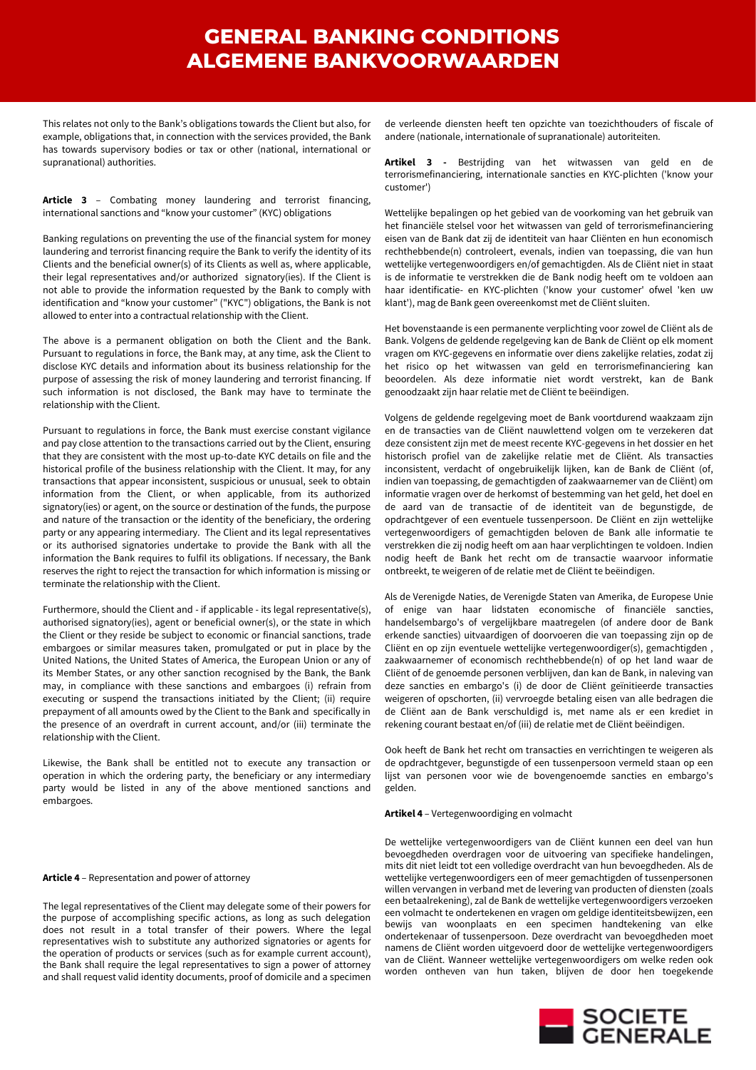This relates not only to the Bank's obligations towards the Client but also, for example, obligations that, in connection with the services provided, the Bank has towards supervisory bodies or tax or other (national, international or supranational) authorities.

**Article 3** – Combating money laundering and terrorist financing, international sanctions and "know your customer" (KYC) obligations

Banking regulations on preventing the use of the financial system for money laundering and terrorist financing require the Bank to verify the identity of its Clients and the beneficial owner(s) of its Clients as well as, where applicable, their legal representatives and/or authorized signatory(ies). If the Client is not able to provide the information requested by the Bank to comply with identification and "know your customer" ("KYC") obligations, the Bank is not allowed to enter into a contractual relationship with the Client.

The above is a permanent obligation on both the Client and the Bank. Pursuant to regulations in force, the Bank may, at any time, ask the Client to disclose KYC details and information about its business relationship for the purpose of assessing the risk of money laundering and terrorist financing. If such information is not disclosed, the Bank may have to terminate the relationship with the Client.

Pursuant to regulations in force, the Bank must exercise constant vigilance and pay close attention to the transactions carried out by the Client, ensuring that they are consistent with the most up-to-date KYC details on file and the historical profile of the business relationship with the Client. It may, for any transactions that appear inconsistent, suspicious or unusual, seek to obtain information from the Client, or when applicable, from its authorized signatory(ies) or agent, on the source or destination of the funds, the purpose and nature of the transaction or the identity of the beneficiary, the ordering party or any appearing intermediary. The Client and its legal representatives or its authorised signatories undertake to provide the Bank with all the information the Bank requires to fulfil its obligations. If necessary, the Bank reserves the right to reject the transaction for which information is missing or terminate the relationship with the Client.

Furthermore, should the Client and - if applicable - its legal representative(s), authorised signatory(ies), agent or beneficial owner(s), or the state in which the Client or they reside be subject to economic or financial sanctions, trade embargoes or similar measures taken, promulgated or put in place by the United Nations, the United States of America, the European Union or any of its Member States, or any other sanction recognised by the Bank, the Bank may, in compliance with these sanctions and embargoes (i) refrain from executing or suspend the transactions initiated by the Client; (ii) require prepayment of all amounts owed by the Client to the Bank and specifically in the presence of an overdraft in current account, and/or (iii) terminate the relationship with the Client.

Likewise, the Bank shall be entitled not to execute any transaction or operation in which the ordering party, the beneficiary or any intermediary party would be listed in any of the above mentioned sanctions and embargoes.

**Article 4** – Representation and power of attorney

The legal representatives of the Client may delegate some of their powers for the purpose of accomplishing specific actions, as long as such delegation does not result in a total transfer of their powers. Where the legal representatives wish to substitute any authorized signatories or agents for the operation of products or services (such as for example current account), the Bank shall require the legal representatives to sign a power of attorney and shall request valid identity documents, proof of domicile and a specimen

de verleende diensten heeft ten opzichte van toezichthouders of fiscale of andere (nationale, internationale of supranationale) autoriteiten.

**Artikel 3 -** Bestrijding van het witwassen van geld en de terrorismefinanciering, internationale sancties en KYC-plichten ('know your customer')

Wettelijke bepalingen op het gebied van de voorkoming van het gebruik van het financiële stelsel voor het witwassen van geld of terrorismefinanciering eisen van de Bank dat zij de identiteit van haar Cliënten en hun economisch rechthebbende(n) controleert, evenals, indien van toepassing, die van hun wettelijke vertegenwoordigers en/of gemachtigden. Als de Cliënt niet in staat is de informatie te verstrekken die de Bank nodig heeft om te voldoen aan haar identificatie- en KYC-plichten ('know your customer' ofwel 'ken uw klant'), mag de Bank geen overeenkomst met de Cliënt sluiten.

Het bovenstaande is een permanente verplichting voor zowel de Cliënt als de Bank. Volgens de geldende regelgeving kan de Bank de Cliënt op elk moment vragen om KYC-gegevens en informatie over diens zakelijke relaties, zodat zij het risico op het witwassen van geld en terrorismefinanciering kan beoordelen. Als deze informatie niet wordt verstrekt, kan de Bank genoodzaakt zijn haar relatie met de Cliënt te beëindigen.

Volgens de geldende regelgeving moet de Bank voortdurend waakzaam zijn en de transacties van de Cliënt nauwlettend volgen om te verzekeren dat deze consistent zijn met de meest recente KYC-gegevens in het dossier en het historisch profiel van de zakelijke relatie met de Cliënt. Als transacties inconsistent, verdacht of ongebruikelijk lijken, kan de Bank de Cliënt (of, indien van toepassing, de gemachtigden of zaakwaarnemer van de Cliënt) om informatie vragen over de herkomst of bestemming van het geld, het doel en de aard van de transactie of de identiteit van de begunstigde, de opdrachtgever of een eventuele tussenpersoon. De Cliënt en zijn wettelijke vertegenwoordigers of gemachtigden beloven de Bank alle informatie te verstrekken die zij nodig heeft om aan haar verplichtingen te voldoen. Indien nodig heeft de Bank het recht om de transactie waarvoor informatie ontbreekt, te weigeren of de relatie met de Cliënt te beëindigen.

Als de Verenigde Naties, de Verenigde Staten van Amerika, de Europese Unie of enige van haar lidstaten economische of financiële sancties, handelsembargo's of vergelijkbare maatregelen (of andere door de Bank erkende sancties) uitvaardigen of doorvoeren die van toepassing zijn op de Cliënt en op zijn eventuele wettelijke vertegenwoordiger(s), gemachtigden , zaakwaarnemer of economisch rechthebbende(n) of op het land waar de Cliënt of de genoemde personen verblijven, dan kan de Bank, in naleving van deze sancties en embargo's (i) de door de Cliënt geïnitieerde transacties weigeren of opschorten, (ii) vervroegde betaling eisen van alle bedragen die de Cliënt aan de Bank verschuldigd is, met name als er een krediet in rekening courant bestaat en/of (iii) de relatie met de Cliënt beëindigen.

Ook heeft de Bank het recht om transacties en verrichtingen te weigeren als de opdrachtgever, begunstigde of een tussenpersoon vermeld staan op een lijst van personen voor wie de bovengenoemde sancties en embargo's gelden.

**Artikel 4** – Vertegenwoordiging en volmacht

De wettelijke vertegenwoordigers van de Cliënt kunnen een deel van hun bevoegdheden overdragen voor de uitvoering van specifieke handelingen, mits dit niet leidt tot een volledige overdracht van hun bevoegdheden. Als de wettelijke vertegenwoordigers een of meer gemachtigden of tussenpersonen willen vervangen in verband met de levering van producten of diensten (zoals een betaalrekening), zal de Bank de wettelijke vertegenwoordigers verzoeken een volmacht te ondertekenen en vragen om geldige identiteitsbewijzen, een bewijs van woonplaats en een specimen handtekening van elke ondertekenaar of tussenpersoon. Deze overdracht van bevoegdheden moet namens de Cliënt worden uitgevoerd door de wettelijke vertegenwoordigers van de Cliënt. Wanneer wettelijke vertegenwoordigers om welke reden ook worden ontheven van hun taken, blijven de door hen toegekende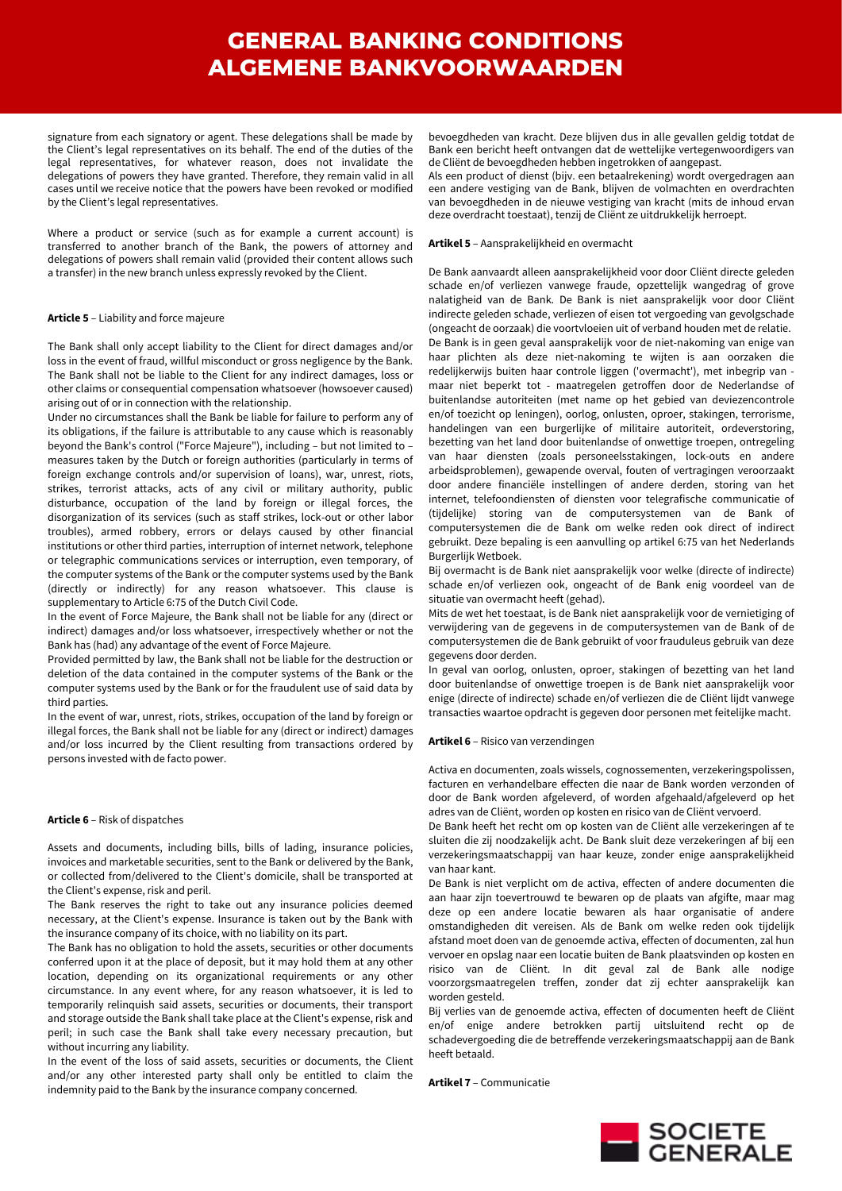signature from each signatory or agent. These delegations shall be made by the Client's legal representatives on its behalf. The end of the duties of the legal representatives, for whatever reason, does not invalidate the delegations of powers they have granted. Therefore, they remain valid in all cases until we receive notice that the powers have been revoked or modified by the Client's legal representatives.

Where a product or service (such as for example a current account) is transferred to another branch of the Bank, the powers of attorney and delegations of powers shall remain valid (provided their content allows such a transfer) in the new branch unless expressly revoked by the Client.

**Article 5** – Liability and force majeure

The Bank shall only accept liability to the Client for direct damages and/or loss in the event of fraud, willful misconduct or gross negligence by the Bank. The Bank shall not be liable to the Client for any indirect damages, loss or other claims or consequential compensation whatsoever (howsoever caused) arising out of or in connection with the relationship.

Under no circumstances shall the Bank be liable for failure to perform any of its obligations, if the failure is attributable to any cause which is reasonably beyond the Bank's control ("Force Majeure"), including – but not limited to – measures taken by the Dutch or foreign authorities (particularly in terms of foreign exchange controls and/or supervision of loans), war, unrest, riots, strikes, terrorist attacks, acts of any civil or military authority, public disturbance, occupation of the land by foreign or illegal forces, the disorganization of its services (such as staff strikes, lock-out or other labor troubles), armed robbery, errors or delays caused by other financial institutions or other third parties, interruption of internet network, telephone or telegraphic communications services or interruption, even temporary, of the computer systems of the Bank or the computer systems used by the Bank (directly or indirectly) for any reason whatsoever. This clause is supplementary to Article 6:75 of the Dutch Civil Code.

In the event of Force Majeure, the Bank shall not be liable for any (direct or indirect) damages and/or loss whatsoever, irrespectively whether or not the Bank has (had) any advantage of the event of Force Majeure.

Provided permitted by law, the Bank shall not be liable for the destruction or deletion of the data contained in the computer systems of the Bank or the computer systems used by the Bank or for the fraudulent use of said data by third parties.

In the event of war, unrest, riots, strikes, occupation of the land by foreign or illegal forces, the Bank shall not be liable for any (direct or indirect) damages and/or loss incurred by the Client resulting from transactions ordered by persons invested with de facto power.

**Article 6** – Risk of dispatches

Assets and documents, including bills, bills of lading, insurance policies, invoices and marketable securities, sent to the Bank or delivered by the Bank, or collected from/delivered to the Client's domicile, shall be transported at the Client's expense, risk and peril.

The Bank reserves the right to take out any insurance policies deemed necessary, at the Client's expense. Insurance is taken out by the Bank with the insurance company of its choice, with no liability on its part.

The Bank has no obligation to hold the assets, securities or other documents conferred upon it at the place of deposit, but it may hold them at any other location, depending on its organizational requirements or any other circumstance. In any event where, for any reason whatsoever, it is led to temporarily relinquish said assets, securities or documents, their transport and storage outside the Bank shall take place at the Client's expense, risk and peril; in such case the Bank shall take every necessary precaution, but without incurring any liability.

In the event of the loss of said assets, securities or documents, the Client and/or any other interested party shall only be entitled to claim the indemnity paid to the Bank by the insurance company concerned.

bevoegdheden van kracht. Deze blijven dus in alle gevallen geldig totdat de Bank een bericht heeft ontvangen dat de wettelijke vertegenwoordigers van de Cliënt de bevoegdheden hebben ingetrokken of aangepast.

Als een product of dienst (bijv. een betaalrekening) wordt overgedragen aan een andere vestiging van de Bank, blijven de volmachten en overdrachten van bevoegdheden in de nieuwe vestiging van kracht (mits de inhoud ervan deze overdracht toestaat), tenzij de Cliënt ze uitdrukkelijk herroept.

**Artikel 5** – Aansprakelijkheid en overmacht

De Bank aanvaardt alleen aansprakelijkheid voor door Cliënt directe geleden schade en/of verliezen vanwege fraude, opzettelijk wangedrag of grove nalatigheid van de Bank. De Bank is niet aansprakelijk voor door Cliënt indirecte geleden schade, verliezen of eisen tot vergoeding van gevolgschade (ongeacht de oorzaak) die voortvloeien uit of verband houden met de relatie.

De Bank is in geen geval aansprakelijk voor de niet-nakoming van enige van haar plichten als deze niet-nakoming te wijten is aan oorzaken die redelijkerwijs buiten haar controle liggen ('overmacht'), met inbegrip van - maar niet beperkt tot - maatregelen getroffen door de Nederlandse of buitenlandse autoriteiten (met name op het gebied van deviezencontrole en/of toezicht op leningen), oorlog, onlusten, oproer, stakingen, terrorisme, handelingen van een burgerlijke of militaire autoriteit, ordeverstoring, bezetting van het land door buitenlandse of onwettige troepen, ontregeling van haar diensten (zoals personeelsstakingen, lock-outs en andere arbeidsproblemen), gewapende overval, fouten of vertragingen veroorzaakt door andere financiële instellingen of andere derden, storing van het internet, telefoondiensten of diensten voor telegrafische communicatie of (tijdelijke) storing van de computersystemen van de Bank of computersystemen die de Bank om welke reden ook direct of indirect gebruikt. Deze bepaling is een aanvulling op artikel 6:75 van het Nederlands Burgerlijk Wetboek.

Bij overmacht is de Bank niet aansprakelijk voor welke (directe of indirecte) schade en/of verliezen ook, ongeacht of de Bank enig voordeel van de situatie van overmacht heeft (gehad).

Mits de wet het toestaat, is de Bank niet aansprakelijk voor de vernietiging of verwijdering van de gegevens in de computersystemen van de Bank of de computersystemen die de Bank gebruikt of voor frauduleus gebruik van deze gegevens door derden.

In geval van oorlog, onlusten, oproer, stakingen of bezetting van het land door buitenlandse of onwettige troepen is de Bank niet aansprakelijk voor enige (directe of indirecte) schade en/of verliezen die de Cliënt lijdt vanwege transacties waartoe opdracht is gegeven door personen met feitelijke macht.

**Artikel 6** – Risico van verzendingen

Activa en documenten, zoals wissels, cognossementen, verzekeringspolissen, facturen en verhandelbare effecten die naar de Bank worden verzonden of door de Bank worden afgeleverd, of worden afgehaald/afgeleverd op het adres van de Cliënt, worden op kosten en risico van de Cliënt vervoerd.

De Bank heeft het recht om op kosten van de Cliënt alle verzekeringen af te sluiten die zij noodzakelijk acht. De Bank sluit deze verzekeringen af bij een verzekeringsmaatschappij van haar keuze, zonder enige aansprakelijkheid van haar kant.

De Bank is niet verplicht om de activa, effecten of andere documenten die aan haar zijn toevertrouwd te bewaren op de plaats van afgifte, maar mag deze op een andere locatie bewaren als haar organisatie of andere omstandigheden dit vereisen. Als de Bank om welke reden ook tijdelijk afstand moet doen van de genoemde activa, effecten of documenten, zal hun vervoer en opslag naar een locatie buiten de Bank plaatsvinden op kosten en risico van de Cliënt. In dit geval zal de Bank alle nodige voorzorgsmaatregelen treffen, zonder dat zij echter aansprakelijk kan worden gesteld.

Bij verlies van de genoemde activa, effecten of documenten heeft de Cliënt en/of enige andere betrokken partij uitsluitend recht op de schadevergoeding die de betreffende verzekeringsmaatschappij aan de Bank heeft betaald.

**Artikel 7** – Communicatie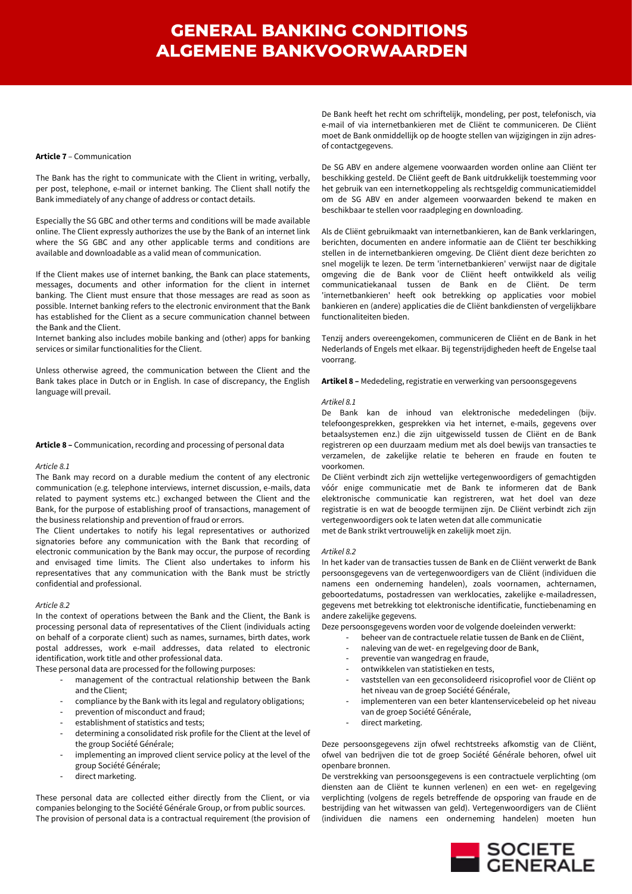**Article 7** – Communication

The Bank has the right to communicate with the Client in writing, verbally, per post, telephone, e-mail or internet banking. The Client shall notify the Bank immediately of any change of address or contact details.

Especially the SG GBC and other terms and conditions will be made available online. The Client expressly authorizes the use by the Bank of an internet link where the SG GBC and any other applicable terms and conditions are available and downloadable as a valid mean of communication.

If the Client makes use of internet banking, the Bank can place statements, messages, documents and other information for the client in internet banking. The Client must ensure that those messages are read as soon as possible. Internet banking refers to the electronic environment that the Bank has established for the Client as a secure communication channel between the Bank and the Client.
Internet banking also includes mobile banking and (other) apps for banking services or similar functionalities for the Client.

Unless otherwise agreed, the communication between the Client and the Bank takes place in Dutch or in English. In case of discrepancy, the English language will prevail.

**Article 8 –** Communication, recording and processing of personal data

*Article 8.1*
The Bank may record on a durable medium the content of any electronic communication (e.g. telephone interviews, internet discussion, e-mails, data related to payment systems etc.) exchanged between the Client and the Bank, for the purpose of establishing proof of transactions, management of the business relationship and prevention of fraud or errors.
The Client undertakes to notify his legal representatives or authorized signatories before any communication with the Bank that recording of electronic communication by the Bank may occur, the purpose of recording and envisaged time limits. The Client also undertakes to inform his representatives that any communication with the Bank must be strictly confidential and professional.

*Article 8.2*
In the context of operations between the Bank and the Client, the Bank is processing personal data of representatives of the Client (individuals acting on behalf of a corporate client) such as names, surnames, birth dates, work postal addresses, work e-mail addresses, data related to electronic identification, work title and other professional data.
These personal data are processed for the following purposes:

- management of the contractual relationship between the Bank and the Client;
- compliance by the Bank with its legal and regulatory obligations;
- prevention of misconduct and fraud;
- establishment of statistics and tests;
- determining a consolidated risk profile for the Client at the level of the group Société Générale;
- implementing an improved client service policy at the level of the group Société Générale;
- direct marketing.

These personal data are collected either directly from the Client, or via companies belonging to the Société Générale Group, or from public sources.
The provision of personal data is a contractual requirement (the provision of

De Bank heeft het recht om schriftelijk, mondeling, per post, telefonisch, via e-mail of via internetbankieren met de Cliënt te communiceren. De Cliënt moet de Bank onmiddellijk op de hoogte stellen van wijzigingen in zijn adres- of contactgegevens.

De SG ABV en andere algemene voorwaarden worden online aan Cliënt ter beschikking gesteld. De Cliënt geeft de Bank uitdrukkelijk toestemming voor het gebruik van een internetkoppeling als rechtsgeldig communicatiemiddel om de SG ABV en ander algemeen voorwaarden bekend te maken en beschikbaar te stellen voor raadpleging en downloading.

Als de Cliënt gebruikmaakt van internetbankieren, kan de Bank verklaringen, berichten, documenten en andere informatie aan de Cliënt ter beschikking stellen in de internetbankieren omgeving. De Cliënt dient deze berichten zo snel mogelijk te lezen. De term 'internetbankieren' verwijst naar de digitale omgeving die de Bank voor de Cliënt heeft ontwikkeld als veilig communicatiekanaal tussen de Bank en de Cliënt. De term 'internetbankieren' heeft ook betrekking op applicaties voor mobiel bankieren en (andere) applicaties die de Cliënt bankdiensten of vergelijkbare functionaliteiten bieden.

Tenzij anders overeengekomen, communiceren de Cliënt en de Bank in het Nederlands of Engels met elkaar. Bij tegenstrijdigheden heeft de Engelse taal voorrang.

**Artikel 8 –** Mededeling, registratie en verwerking van persoonsgegevens

*Artikel 8.1*
De Bank kan de inhoud van elektronische mededelingen (bijv. telefoongesprekken, gesprekken via het internet, e-mails, gegevens over betaalsystemen enz.) die zijn uitgewisseld tussen de Cliënt en de Bank registreren op een duurzaam medium met als doel bewijs van transacties te verzamelen, de zakelijke relatie te beheren en fraude en fouten te voorkomen.
De Cliënt verbindt zich zijn wettelijke vertegenwoordigers of gemachtigden vóór enige communicatie met de Bank te informeren dat de Bank elektronische communicatie kan registreren, wat het doel van deze registratie is en wat de beoogde termijnen zijn. De Cliënt verbindt zich zijn vertegenwoordigers ook te laten weten dat alle communicatie met de Bank strikt vertrouwelijk en zakelijk moet zijn.

*Artikel 8.2*
In het kader van de transacties tussen de Bank en de Cliënt verwerkt de Bank persoonsgegevens van de vertegenwoordigers van de Cliënt (individuen die namens een onderneming handelen), zoals voornamen, achternamen, geboortedatums, postadressen van werklocaties, zakelijke e-mailadressen, gegevens met betrekking tot elektronische identificatie, functiebenaming en andere zakelijke gegevens.
Deze persoonsgegevens worden voor de volgende doeleinden verwerkt:

- beheer van de contractuele relatie tussen de Bank en de Cliënt,
- naleving van de wet- en regelgeving door de Bank,
- preventie van wangedrag en fraude,
- ontwikkelen van statistieken en tests,
- vaststellen van een geconsolideerd risicoprofiel voor de Cliënt op het niveau van de groep Société Générale,
- implementeren van een beter klantenservicebeleid op het niveau van de groep Société Générale,
- direct marketing.

Deze persoonsgegevens zijn ofwel rechtstreeks afkomstig van de Cliënt, ofwel van bedrijven die tot de groep Société Générale behoren, ofwel uit openbare bronnen.
De verstrekking van persoonsgegevens is een contractuele verplichting (om diensten aan de Cliënt te kunnen verlenen) en een wet- en regelgeving verplichting (volgens de regels betreffende de opsporing van fraude en de bestrijding van het witwassen van geld). Vertegenwoordigers van de Cliënt (individuen die namens een onderneming handelen) moeten hun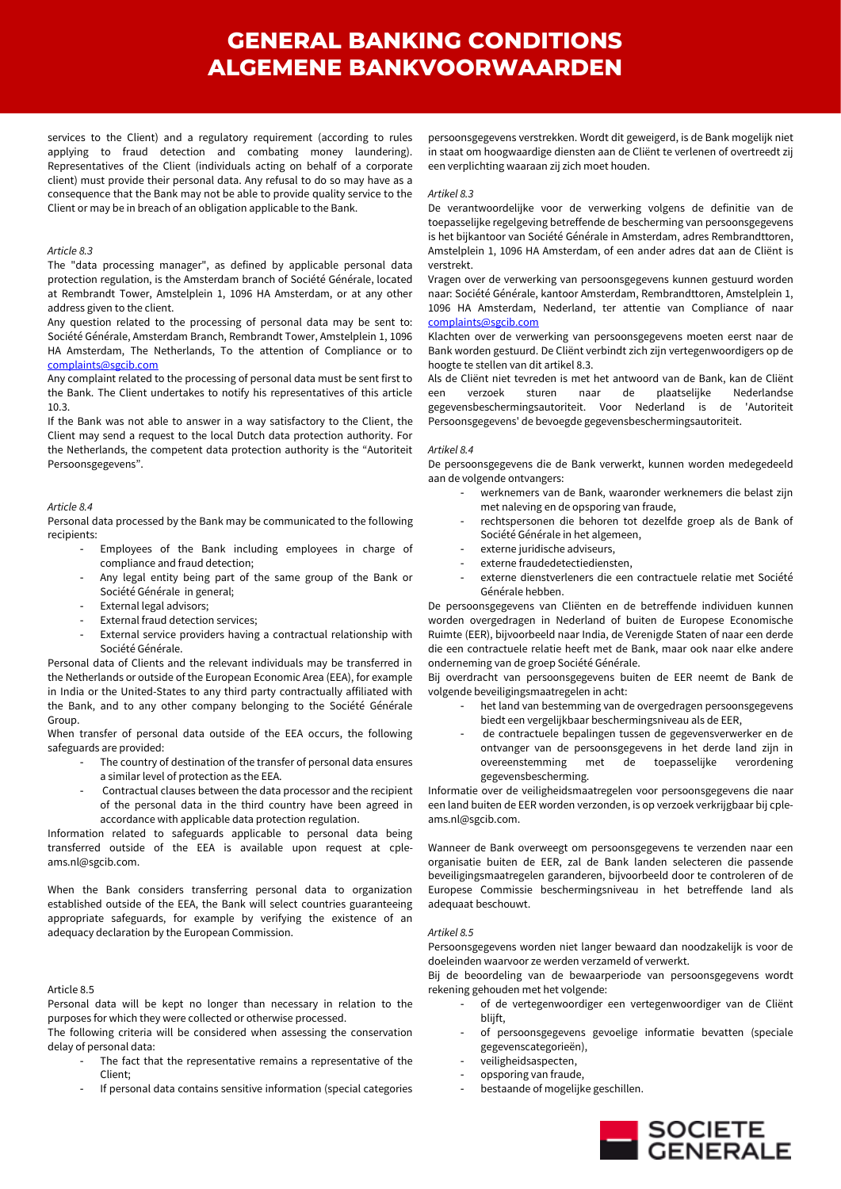services to the Client) and a regulatory requirement (according to rules applying to fraud detection and combating money laundering). Representatives of the Client (individuals acting on behalf of a corporate client) must provide their personal data. Any refusal to do so may have as a consequence that the Bank may not be able to provide quality service to the Client or may be in breach of an obligation applicable to the Bank.

*Article 8.3*

The "data processing manager", as defined by applicable personal data protection regulation, is the Amsterdam branch of Société Générale, located at Rembrandt Tower, Amstelplein 1, 1096 HA Amsterdam, or at any other address given to the client.

Any question related to the processing of personal data may be sent to: Société Générale, Amsterdam Branch, Rembrandt Tower, Amstelplein 1, 1096 HA Amsterdam, The Netherlands, To the attention of Compliance or to complaints@sgcib.com

Any complaint related to the processing of personal data must be sent first to the Bank. The Client undertakes to notify his representatives of this article 10.3.

If the Bank was not able to answer in a way satisfactory to the Client, the Client may send a request to the local Dutch data protection authority. For the Netherlands, the competent data protection authority is the "Autoriteit Persoonsgegevens".

*Article 8.4*

Personal data processed by the Bank may be communicated to the following recipients:

- Employees of the Bank including employees in charge of compliance and fraud detection;
- Any legal entity being part of the same group of the Bank or Société Générale in general;
- External legal advisors;
- External fraud detection services;
- External service providers having a contractual relationship with Société Générale.

Personal data of Clients and the relevant individuals may be transferred in the Netherlands or outside of the European Economic Area (EEA), for example in India or the United-States to any third party contractually affiliated with the Bank, and to any other company belonging to the Société Générale Group.

When transfer of personal data outside of the EEA occurs, the following safeguards are provided:

- The country of destination of the transfer of personal data ensures a similar level of protection as the EEA.
- Contractual clauses between the data processor and the recipient of the personal data in the third country have been agreed in accordance with applicable data protection regulation.

Information related to safeguards applicable to personal data being transferred outside of the EEA is available upon request at cple-ams.nl@sgcib.com.

When the Bank considers transferring personal data to organization established outside of the EEA, the Bank will select countries guaranteeing appropriate safeguards, for example by verifying the existence of an adequacy declaration by the European Commission.

Article 8.5

Personal data will be kept no longer than necessary in relation to the purposes for which they were collected or otherwise processed.

The following criteria will be considered when assessing the conservation delay of personal data:

- The fact that the representative remains a representative of the Client;
- If personal data contains sensitive information (special categories

persoonsgegevens verstrekken. Wordt dit geweigerd, is de Bank mogelijk niet in staat om hoogwaardige diensten aan de Cliënt te verlenen of overtreedt zij een verplichting waaraan zij zich moet houden.

*Artikel 8.3*

De verantwoordelijke voor de verwerking volgens de definitie van de toepasselijke regelgeving betreffende de bescherming van persoonsgegevens is het bijkantoor van Société Générale in Amsterdam, adres Rembrandttoren, Amstelplein 1, 1096 HA Amsterdam, of een ander adres dat aan de Cliënt is verstrekt.

Vragen over de verwerking van persoonsgegevens kunnen gestuurd worden naar: Société Générale, kantoor Amsterdam, Rembrandttoren, Amstelplein 1, 1096 HA Amsterdam, Nederland, ter attentie van Compliance of naar complaints@sgcib.com

Klachten over de verwerking van persoonsgegevens moeten eerst naar de Bank worden gestuurd. De Cliënt verbindt zich zijn vertegenwoordigers op de hoogte te stellen van dit artikel 8.3.

Als de Cliënt niet tevreden is met het antwoord van de Bank, kan de Cliënt een verzoek sturen naar de plaatselijke Nederlandse gegevensbeschermingsautoriteit. Voor Nederland is de 'Autoriteit Persoonsgegevens' de bevoegde gegevensbeschermingsautoriteit.

*Artikel 8.4*

De persoonsgegevens die de Bank verwerkt, kunnen worden medegedeeld aan de volgende ontvangers:

- werknemers van de Bank, waaronder werknemers die belast zijn met naleving en de opsporing van fraude,
- rechtspersonen die behoren tot dezelfde groep als de Bank of Société Générale in het algemeen,
- externe juridische adviseurs,
- externe fraudedetectiediensten,
- externe dienstverleners die een contractuele relatie met Société Générale hebben.

De persoonsgegevens van Cliënten en de betreffende individuen kunnen worden overgedragen in Nederland of buiten de Europese Economische Ruimte (EER), bijvoorbeeld naar India, de Verenigde Staten of naar een derde die een contractuele relatie heeft met de Bank, maar ook naar elke andere onderneming van de groep Société Générale.

Bij overdracht van persoonsgegevens buiten de EER neemt de Bank de volgende beveiligingsmaatregelen in acht:

- het land van bestemming van de overgedragen persoonsgegevens biedt een vergelijkbaar beschermingsniveau als de EER,
- de contractuele bepalingen tussen de gegevensverwerker en de ontvanger van de persoonsgegevens in het derde land zijn in overeenstemming met de toepasselijke verordening gegevensbescherming.

Informatie over de veiligheidsmaatregelen voor persoonsgegevens die naar een land buiten de EER worden verzonden, is op verzoek verkrijgbaar bij cple-ams.nl@sgcib.com.

Wanneer de Bank overweegt om persoonsgegevens te verzenden naar een organisatie buiten de EER, zal de Bank landen selecteren die passende beveiligingsmaatregelen garanderen, bijvoorbeeld door te controleren of de Europese Commissie beschermingsniveau in het betreffende land als adequaat beschouwt.

*Artikel 8.5*

Persoonsgegevens worden niet langer bewaard dan noodzakelijk is voor de doeleinden waarvoor ze werden verzameld of verwerkt.

Bij de beoordeling van de bewaarperiode van persoonsgegevens wordt rekening gehouden met het volgende:

- of de vertegenwoordiger een vertegenwoordiger van de Cliënt blijft,
- of persoonsgegevens gevoelige informatie bevatten (speciale gegevenscategorieën),
- veiligheidsaspecten,
- opsporing van fraude,
- bestaande of mogelijke geschillen.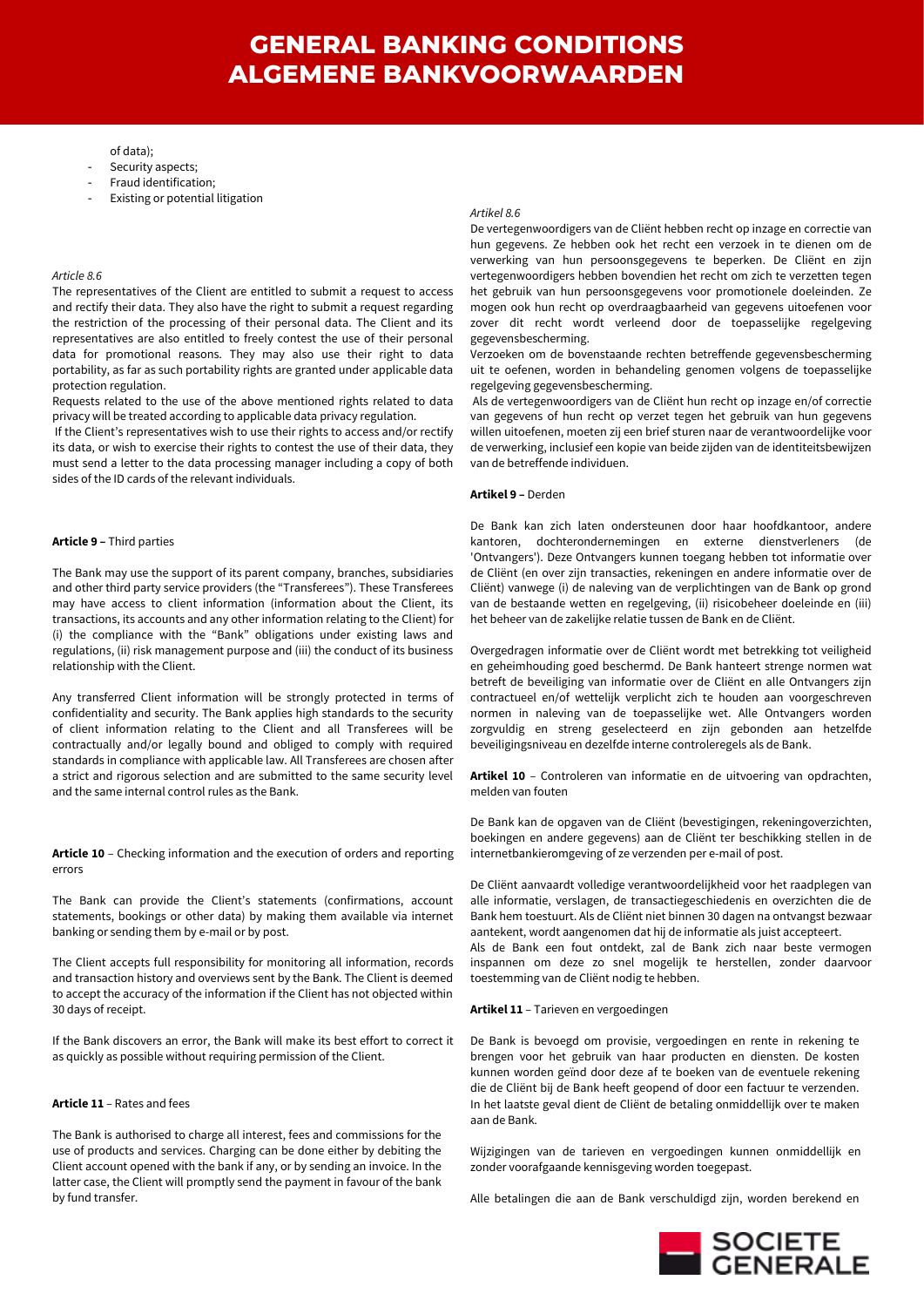of data);

- Security aspects;
- Fraud identification;
- Existing or potential litigation

*Article 8.6*

The representatives of the Client are entitled to submit a request to access and rectify their data. They also have the right to submit a request regarding the restriction of the processing of their personal data. The Client and its representatives are also entitled to freely contest the use of their personal data for promotional reasons. They may also use their right to data portability, as far as such portability rights are granted under applicable data protection regulation.

Requests related to the use of the above mentioned rights related to data privacy will be treated according to applicable data privacy regulation.

If the Client's representatives wish to use their rights to access and/or rectify its data, or wish to exercise their rights to contest the use of their data, they must send a letter to the data processing manager including a copy of both sides of the ID cards of the relevant individuals.

**Article 9 –** Third parties

The Bank may use the support of its parent company, branches, subsidiaries and other third party service providers (the "Transferees"). These Transferees may have access to client information (information about the Client, its transactions, its accounts and any other information relating to the Client) for (i) the compliance with the "Bank" obligations under existing laws and regulations, (ii) risk management purpose and (iii) the conduct of its business relationship with the Client.

Any transferred Client information will be strongly protected in terms of confidentiality and security. The Bank applies high standards to the security of client information relating to the Client and all Transferees will be contractually and/or legally bound and obliged to comply with required standards in compliance with applicable law. All Transferees are chosen after a strict and rigorous selection and are submitted to the same security level and the same internal control rules as the Bank.

**Article 10** – Checking information and the execution of orders and reporting errors

The Bank can provide the Client's statements (confirmations, account statements, bookings or other data) by making them available via internet banking or sending them by e-mail or by post.

The Client accepts full responsibility for monitoring all information, records and transaction history and overviews sent by the Bank. The Client is deemed to accept the accuracy of the information if the Client has not objected within 30 days of receipt.

If the Bank discovers an error, the Bank will make its best effort to correct it as quickly as possible without requiring permission of the Client.

**Article 11** – Rates and fees

The Bank is authorised to charge all interest, fees and commissions for the use of products and services. Charging can be done either by debiting the Client account opened with the bank if any, or by sending an invoice. In the latter case, the Client will promptly send the payment in favour of the bank by fund transfer.

*Artikel 8.6*

De vertegenwoordigers van de Cliënt hebben recht op inzage en correctie van hun gegevens. Ze hebben ook het recht een verzoek in te dienen om de verwerking van hun persoonsgegevens te beperken. De Cliënt en zijn vertegenwoordigers hebben bovendien het recht om zich te verzetten tegen het gebruik van hun persoonsgegevens voor promotionele doeleinden. Ze mogen ook hun recht op overdraagbaarheid van gegevens uitoefenen voor zover dit recht wordt verleend door de toepasselijke regelgeving gegevensbescherming.

Verzoeken om de bovenstaande rechten betreffende gegevensbescherming uit te oefenen, worden in behandeling genomen volgens de toepasselijke regelgeving gegevensbescherming.

Als de vertegenwoordigers van de Cliënt hun recht op inzage en/of correctie van gegevens of hun recht op verzet tegen het gebruik van hun gegevens willen uitoefenen, moeten zij een brief sturen naar de verantwoordelijke voor de verwerking, inclusief een kopie van beide zijden van de identiteitsbewijzen van de betreffende individuen.

**Artikel 9 –** Derden

De Bank kan zich laten ondersteunen door haar hoofdkantoor, andere kantoren, dochterondernemingen en externe dienstverleners (de 'Ontvangers'). Deze Ontvangers kunnen toegang hebben tot informatie over de Cliënt (en over zijn transacties, rekeningen en andere informatie over de Cliënt) vanwege (i) de naleving van de verplichtingen van de Bank op grond van de bestaande wetten en regelgeving, (ii) risicobeheer doeleinde en (iii) het beheer van de zakelijke relatie tussen de Bank en de Cliënt.

Overgedragen informatie over de Cliënt wordt met betrekking tot veiligheid en geheimhouding goed beschermd. De Bank hanteert strenge normen wat betreft de beveiliging van informatie over de Cliënt en alle Ontvangers zijn contractueel en/of wettelijk verplicht zich te houden aan voorgeschreven normen in naleving van de toepasselijke wet. Alle Ontvangers worden zorgvuldig en streng geselecteerd en zijn gebonden aan hetzelfde beveiligingsniveau en dezelfde interne controleregels als de Bank.

**Artikel 10** – Controleren van informatie en de uitvoering van opdrachten, melden van fouten

De Bank kan de opgaven van de Cliënt (bevestigingen, rekeningoverzichten, boekingen en andere gegevens) aan de Cliënt ter beschikking stellen in de internetbankieromgeving of ze verzenden per e-mail of post.

De Cliënt aanvaardt volledige verantwoordelijkheid voor het raadplegen van alle informatie, verslagen, de transactiegeschiedenis en overzichten die de Bank hem toestuurt. Als de Cliënt niet binnen 30 dagen na ontvangst bezwaar aantekent, wordt aangenomen dat hij de informatie als juist accepteert.

Als de Bank een fout ontdekt, zal de Bank zich naar beste vermogen inspannen om deze zo snel mogelijk te herstellen, zonder daarvoor toestemming van de Cliënt nodig te hebben.

**Artikel 11** – Tarieven en vergoedingen

De Bank is bevoegd om provisie, vergoedingen en rente in rekening te brengen voor het gebruik van haar producten en diensten. De kosten kunnen worden geïnd door deze af te boeken van de eventuele rekening die de Cliënt bij de Bank heeft geopend of door een factuur te verzenden. In het laatste geval dient de Cliënt de betaling onmiddellijk over te maken aan de Bank.

Wijzigingen van de tarieven en vergoedingen kunnen onmiddellijk en zonder voorafgaande kennisgeving worden toegepast.

Alle betalingen die aan de Bank verschuldigd zijn, worden berekend en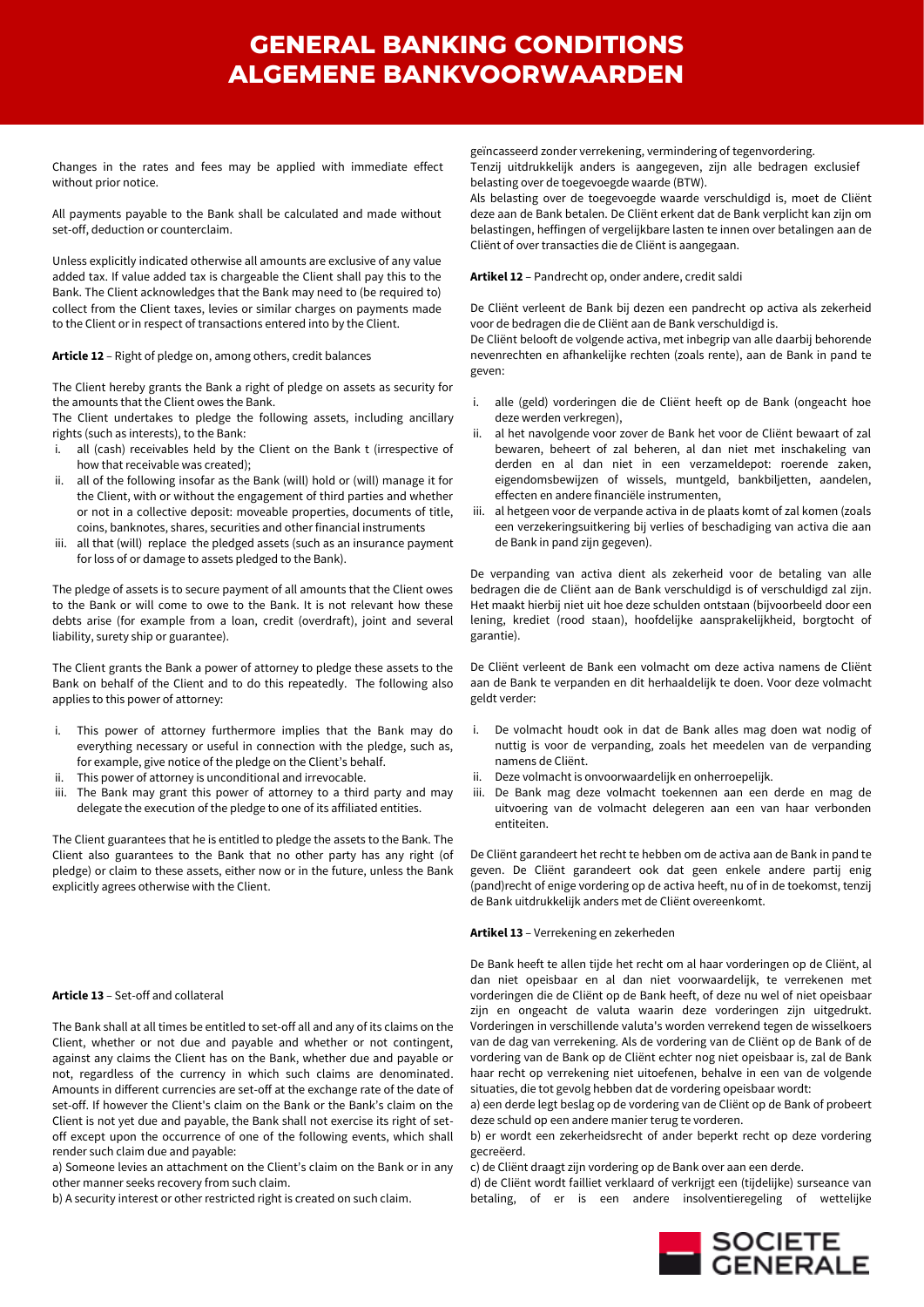# GENERAL BANKING CONDITIONS
# ALGEMENE BANKVOORWAARDEN

Changes in the rates and fees may be applied with immediate effect without prior notice.

All payments payable to the Bank shall be calculated and made without set-off, deduction or counterclaim.

Unless explicitly indicated otherwise all amounts are exclusive of any value added tax. If value added tax is chargeable the Client shall pay this to the Bank. The Client acknowledges that the Bank may need to (be required to) collect from the Client taxes, levies or similar charges on payments made to the Client or in respect of transactions entered into by the Client.

**Article 12** – Right of pledge on, among others, credit balances

The Client hereby grants the Bank a right of pledge on assets as security for the amounts that the Client owes the Bank.
The Client undertakes to pledge the following assets, including ancillary rights (such as interests), to the Bank:

i. all (cash) receivables held by the Client on the Bank t (irrespective of how that receivable was created);
ii. all of the following insofar as the Bank (will) hold or (will) manage it for the Client, with or without the engagement of third parties and whether or not in a collective deposit: moveable properties, documents of title, coins, banknotes, shares, securities and other financial instruments
iii. all that (will) replace the pledged assets (such as an insurance payment for loss of or damage to assets pledged to the Bank).

The pledge of assets is to secure payment of all amounts that the Client owes to the Bank or will come to owe to the Bank. It is not relevant how these debts arise (for example from a loan, credit (overdraft), joint and several liability, surety ship or guarantee).

The Client grants the Bank a power of attorney to pledge these assets to the Bank on behalf of the Client and to do this repeatedly. The following also applies to this power of attorney:

i. This power of attorney furthermore implies that the Bank may do everything necessary or useful in connection with the pledge, such as, for example, give notice of the pledge on the Client's behalf.
ii. This power of attorney is unconditional and irrevocable.
iii. The Bank may grant this power of attorney to a third party and may delegate the execution of the pledge to one of its affiliated entities.

The Client guarantees that he is entitled to pledge the assets to the Bank. The Client also guarantees to the Bank that no other party has any right (of pledge) or claim to these assets, either now or in the future, unless the Bank explicitly agrees otherwise with the Client.

**Article 13** – Set-off and collateral

The Bank shall at all times be entitled to set-off all and any of its claims on the Client, whether or not due and payable and whether or not contingent, against any claims the Client has on the Bank, whether due and payable or not, regardless of the currency in which such claims are denominated. Amounts in different currencies are set-off at the exchange rate of the date of set-off. If however the Client's claim on the Bank or the Bank's claim on the Client is not yet due and payable, the Bank shall not exercise its right of set-off except upon the occurrence of one of the following events, which shall render such claim due and payable:
a) Someone levies an attachment on the Client's claim on the Bank or in any other manner seeks recovery from such claim.
b) A security interest or other restricted right is created on such claim.

geïncasseerd zonder verrekening, vermindering of tegenvordering.
Tenzij uitdrukkelijk anders is aangegeven, zijn alle bedragen exclusief belasting over de toegevoegde waarde (BTW).
Als belasting over de toegevoegde waarde verschuldigd is, moet de Cliënt deze aan de Bank betalen. De Cliënt erkent dat de Bank verplicht kan zijn om belastingen, heffingen of vergelijkbare lasten te innen over betalingen aan de Cliënt of over transacties die de Cliënt is aangegaan.

**Artikel 12** – Pandrecht op, onder andere, credit saldi

De Cliënt verleent de Bank bij dezen een pandrecht op activa als zekerheid voor de bedragen die de Cliënt aan de Bank verschuldigd is.
De Cliënt belooft de volgende activa, met inbegrip van alle daarbij behorende nevenrechten en afhankelijke rechten (zoals rente), aan de Bank in pand te geven:

i. alle (geld) vorderingen die de Cliënt heeft op de Bank (ongeacht hoe deze werden verkregen),
ii. al het navolgende voor zover de Bank het voor de Cliënt bewaart of zal bewaren, beheert of zal beheren, al dan niet met inschakeling van derden en al dan niet in een verzameldepot: roerende zaken, eigendomsbewijzen of wissels, muntgeld, bankbiljetten, aandelen, effecten en andere financiële instrumenten,
iii. al hetgeen voor de verpande activa in de plaats komt of zal komen (zoals een verzekeringsuitkering bij verlies of beschadiging van activa die aan de Bank in pand zijn gegeven).

De verpanding van activa dient als zekerheid voor de betaling van alle bedragen die de Cliënt aan de Bank verschuldigd is of verschuldigd zal zijn. Het maakt hierbij niet uit hoe deze schulden ontstaan (bijvoorbeeld door een lening, krediet (rood staan), hoofdelijke aansprakelijkheid, borgtocht of garantie).

De Cliënt verleent de Bank een volmacht om deze activa namens de Cliënt aan de Bank te verpanden en dit herhaaldelijk te doen. Voor deze volmacht geldt verder:

i. De volmacht houdt ook in dat de Bank alles mag doen wat nodig of nuttig is voor de verpanding, zoals het meedelen van de verpanding namens de Cliënt.
ii. Deze volmacht is onvoorwaardelijk en onherroepelijk.
iii. De Bank mag deze volmacht toekennen aan een derde en mag de uitvoering van de volmacht delegeren aan een van haar verbonden entiteiten.

De Cliënt garandeert het recht te hebben om de activa aan de Bank in pand te geven. De Cliënt garandeert ook dat geen enkele andere partij enig (pand)recht of enige vordering op de activa heeft, nu of in de toekomst, tenzij de Bank uitdrukkelijk anders met de Cliënt overeenkomt.

**Artikel 13** – Verrekening en zekerheden

De Bank heeft te allen tijde het recht om al haar vorderingen op de Cliënt, al dan niet opeisbaar en al dan niet voorwaardelijk, te verrekenen met vorderingen die de Cliënt op de Bank heeft, of deze nu wel of niet opeisbaar zijn en ongeacht de valuta waarin deze vorderingen zijn uitgedrukt. Vorderingen in verschillende valuta's worden verrekend tegen de wisselkoers van de dag van verrekening. Als de vordering van de Cliënt op de Bank of de vordering van de Bank op de Cliënt echter nog niet opeisbaar is, zal de Bank haar recht op verrekening niet uitoefenen, behalve in een van de volgende situaties, die tot gevolg hebben dat de vordering opeisbaar wordt:
a) een derde legt beslag op de vordering van de Cliënt op de Bank of probeert deze schuld op een andere manier terug te vorderen.
b) er wordt een zekerheidsrecht of ander beperkt recht op deze vordering gecreëerd.
c) de Cliënt draagt zijn vordering op de Bank over aan een derde.
d) de Cliënt wordt failliet verklaard of verkrijgt een (tijdelijke) surseance van betaling, of er is een andere insolventieregeling of wettelijke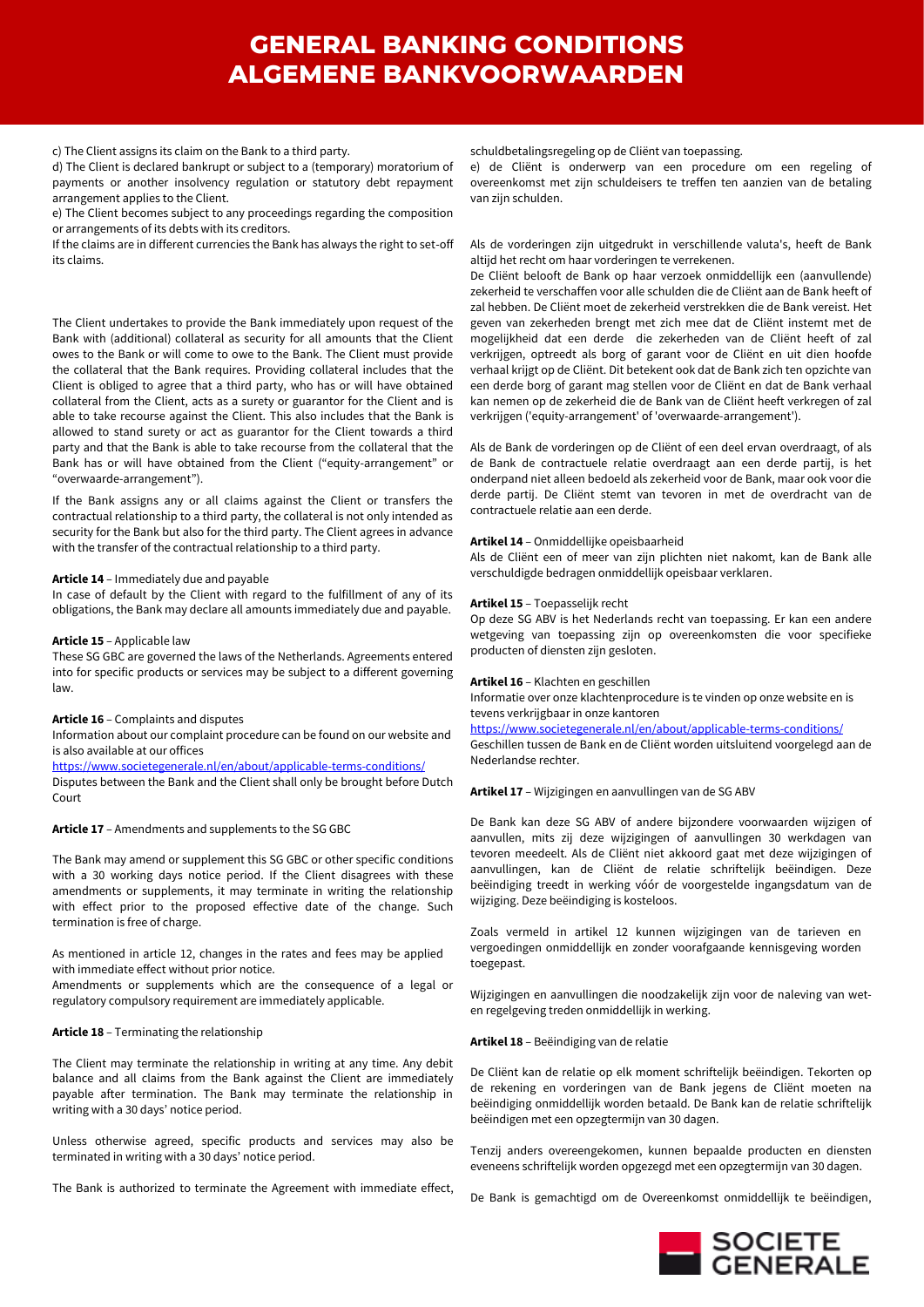c) The Client assigns its claim on the Bank to a third party.
d) The Client is declared bankrupt or subject to a (temporary) moratorium of payments or another insolvency regulation or statutory debt repayment arrangement applies to the Client.
e) The Client becomes subject to any proceedings regarding the composition or arrangements of its debts with its creditors.
If the claims are in different currencies the Bank has always the right to set-off its claims.

The Client undertakes to provide the Bank immediately upon request of the Bank with (additional) collateral as security for all amounts that the Client owes to the Bank or will come to owe to the Bank. The Client must provide the collateral that the Bank requires. Providing collateral includes that the Client is obliged to agree that a third party, who has or will have obtained collateral from the Client, acts as a surety or guarantor for the Client and is able to take recourse against the Client. This also includes that the Bank is allowed to stand surety or act as guarantor for the Client towards a third party and that the Bank is able to take recourse from the collateral that the Bank has or will have obtained from the Client ("equity-arrangement" or "overwaarde-arrangement").

If the Bank assigns any or all claims against the Client or transfers the contractual relationship to a third party, the collateral is not only intended as security for the Bank but also for the third party. The Client agrees in advance with the transfer of the contractual relationship to a third party.

**Article 14** – Immediately due and payable
In case of default by the Client with regard to the fulfillment of any of its obligations, the Bank may declare all amounts immediately due and payable.

**Article 15** – Applicable law
These SG GBC are governed the laws of the Netherlands. Agreements entered into for specific products or services may be subject to a different governing law.

**Article 16** – Complaints and disputes
Information about our complaint procedure can be found on our website and is also available at our offices
https://www.societegenerale.nl/en/about/applicable-terms-conditions/
Disputes between the Bank and the Client shall only be brought before Dutch Court

**Article 17** – Amendments and supplements to the SG GBC

The Bank may amend or supplement this SG GBC or other specific conditions with a 30 working days notice period. If the Client disagrees with these amendments or supplements, it may terminate in writing the relationship with effect prior to the proposed effective date of the change. Such termination is free of charge.

As mentioned in article 12, changes in the rates and fees may be applied with immediate effect without prior notice.
Amendments or supplements which are the consequence of a legal or regulatory compulsory requirement are immediately applicable.

**Article 18** – Terminating the relationship

The Client may terminate the relationship in writing at any time. Any debit balance and all claims from the Bank against the Client are immediately payable after termination. The Bank may terminate the relationship in writing with a 30 days' notice period.

Unless otherwise agreed, specific products and services may also be terminated in writing with a 30 days' notice period.

The Bank is authorized to terminate the Agreement with immediate effect,

schuldbetalingsregeling op de Cliënt van toepassing.
e) de Cliënt is onderwerp van een procedure om een regeling of overeenkomst met zijn schuldeisers te treffen ten aanzien van de betaling van zijn schulden.

Als de vorderingen zijn uitgedrukt in verschillende valuta's, heeft de Bank altijd het recht om haar vorderingen te verrekenen.
De Cliënt belooft de Bank op haar verzoek onmiddellijk een (aanvullende) zekerheid te verschaffen voor alle schulden die de Cliënt aan de Bank heeft of zal hebben. De Cliënt moet de zekerheid verstrekken die de Bank vereist. Het geven van zekerheden brengt met zich mee dat de Cliënt instemt met de mogelijkheid dat een derde die zekerheden van de Cliënt heeft of zal verkrijgen, optreedt als borg of garant voor de Cliënt en uit dien hoofde verhaal krijgt op de Cliënt. Dit betekent ook dat de Bank zich ten opzichte van een derde borg of garant mag stellen voor de Cliënt en dat de Bank verhaal kan nemen op de zekerheid die de Bank van de Cliënt heeft verkregen of zal verkrijgen ('equity-arrangement' of 'overwaarde-arrangement').

Als de Bank de vorderingen op de Cliënt of een deel ervan overdraagt, of als de Bank de contractuele relatie overdraagt aan een derde partij, is het onderpand niet alleen bedoeld als zekerheid voor de Bank, maar ook voor die derde partij. De Cliënt stemt van tevoren in met de overdracht van de contractuele relatie aan een derde.

**Artikel 14** – Onmiddellijke opeisbaarheid
Als de Cliënt een of meer van zijn plichten niet nakomt, kan de Bank alle verschuldigde bedragen onmiddellijk opeisbaar verklaren.

**Artikel 15** – Toepasselijk recht
Op deze SG ABV is het Nederlands recht van toepassing. Er kan een andere wetgeving van toepassing zijn op overeenkomsten die voor specifieke producten of diensten zijn gesloten.

**Artikel 16** – Klachten en geschillen
Informatie over onze klachtenprocedure is te vinden op onze website en is tevens verkrijgbaar in onze kantoren
https://www.societegenerale.nl/en/about/applicable-terms-conditions/
Geschillen tussen de Bank en de Cliënt worden uitsluitend voorgelegd aan de Nederlandse rechter.

**Artikel 17** – Wijzigingen en aanvullingen van de SG ABV

De Bank kan deze SG ABV of andere bijzondere voorwaarden wijzigen of aanvullen, mits zij deze wijzigingen of aanvullingen 30 werkdagen van tevoren meedeelt. Als de Cliënt niet akkoord gaat met deze wijzigingen of aanvullingen, kan de Cliënt de relatie schriftelijk beëindigen. Deze beëindiging treedt in werking vóór de voorgestelde ingangsdatum van de wijziging. Deze beëindiging is kosteloos.

Zoals vermeld in artikel 12 kunnen wijzigingen van de tarieven en vergoedingen onmiddellijk en zonder voorafgaande kennisgeving worden toegepast.

Wijzigingen en aanvullingen die noodzakelijk zijn voor de naleving van wet- en regelgeving treden onmiddellijk in werking.

**Artikel 18** – Beëindiging van de relatie

De Cliënt kan de relatie op elk moment schriftelijk beëindigen. Tekorten op de rekening en vorderingen van de Bank jegens de Cliënt moeten na beëindiging onmiddellijk worden betaald. De Bank kan de relatie schriftelijk beëindigen met een opzegtermijn van 30 dagen.

Tenzij anders overeengekomen, kunnen bepaalde producten en diensten eveneens schriftelijk worden opgezegd met een opzegtermijn van 30 dagen.

De Bank is gemachtigd om de Overeenkomst onmiddellijk te beëindigen,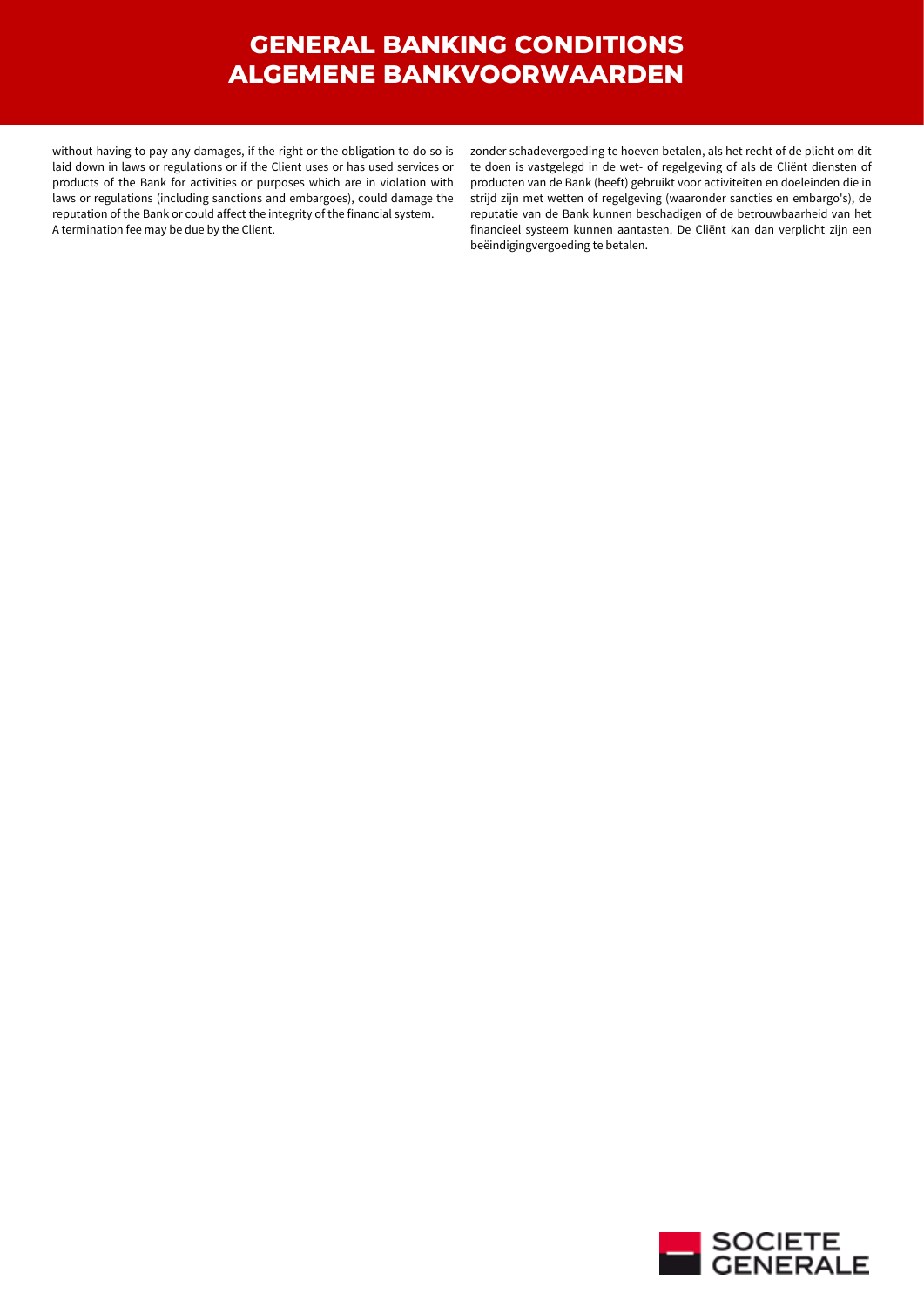without having to pay any damages, if the right or the obligation to do so is laid down in laws or regulations or if the Client uses or has used services or products of the Bank for activities or purposes which are in violation with laws or regulations (including sanctions and embargoes), could damage the reputation of the Bank or could affect the integrity of the financial system.
A termination fee may be due by the Client.

zonder schadevergoeding te hoeven betalen, als het recht of de plicht om dit te doen is vastgelegd in de wet- of regelgeving of als de Cliënt diensten of producten van de Bank (heeft) gebruikt voor activiteiten en doeleinden die in strijd zijn met wetten of regelgeving (waaronder sancties en embargo's), de reputatie van de Bank kunnen beschadigen of de betrouwbaarheid van het financieel systeem kunnen aantasten. De Cliënt kan dan verplicht zijn een beëindigingvergoeding te betalen.